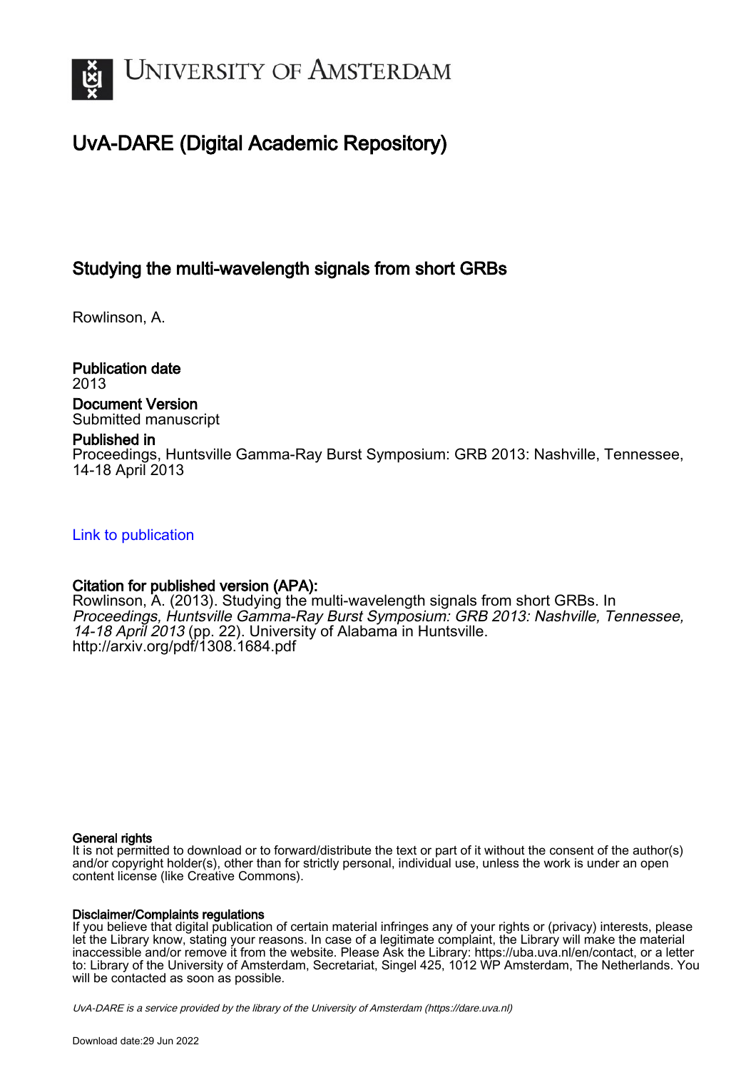# UNIVERSITY OF AMSTERDAM

## UvA-DARE (Digital Academic Repository)

### Studying the multi-wavelength signals from short GRBs

Rowlinson, A.

**Publication date**
2013

**Document Version**
Submitted manuscript

**Published in**
Proceedings, Huntsville Gamma-Ray Burst Symposium: GRB 2013: Nashville, Tennessee, 14-18 April 2013

Link to publication

**Citation for published version (APA):**
Rowlinson, A. (2013). Studying the multi-wavelength signals from short GRBs. In *Proceedings, Huntsville Gamma-Ray Burst Symposium: GRB 2013: Nashville, Tennessee, 14-18 April 2013* (pp. 22). University of Alabama in Huntsville.
http://arxiv.org/pdf/1308.1684.pdf

**General rights**
It is not permitted to download or to forward/distribute the text or part of it without the consent of the author(s) and/or copyright holder(s), other than for strictly personal, individual use, unless the work is under an open content license (like Creative Commons).

**Disclaimer/Complaints regulations**
If you believe that digital publication of certain material infringes any of your rights or (privacy) interests, please let the Library know, stating your reasons. In case of a legitimate complaint, the Library will make the material inaccessible and/or remove it from the website. Please Ask the Library: https://uba.uva.nl/en/contact, or a letter to: Library of the University of Amsterdam, Secretariat, Singel 425, 1012 WP Amsterdam, The Netherlands. You will be contacted as soon as possible.

*UvA-DARE is a service provided by the library of the University of Amsterdam (https://dare.uva.nl)*

Download date:29 Jun 2022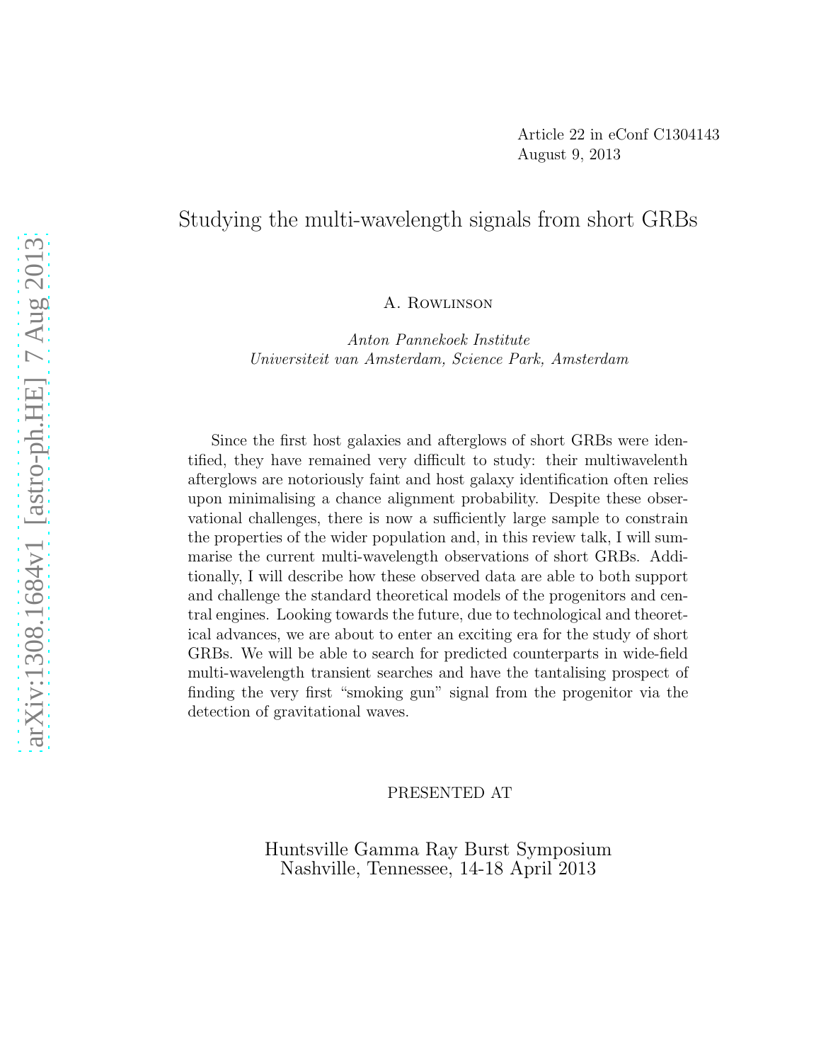Article 22 in eConf C1304143
August 9, 2013

# Studying the multi-wavelength signals from short GRBs

A. Rowlinson

*Anton Pannekoek Institute*
*Universiteit van Amsterdam, Science Park, Amsterdam*

Since the first host galaxies and afterglows of short GRBs were identified, they have remained very difficult to study: their multiwavelenth afterglows are notoriously faint and host galaxy identification often relies upon minimalising a chance alignment probability. Despite these observational challenges, there is now a sufficiently large sample to constrain the properties of the wider population and, in this review talk, I will summarise the current multi-wavelength observations of short GRBs. Additionally, I will describe how these observed data are able to both support and challenge the standard theoretical models of the progenitors and central engines. Looking towards the future, due to technological and theoretical advances, we are about to enter an exciting era for the study of short GRBs. We will be able to search for predicted counterparts in wide-field multi-wavelength transient searches and have the tantalising prospect of finding the very first "smoking gun" signal from the progenitor via the detection of gravitational waves.

PRESENTED AT

Huntsville Gamma Ray Burst Symposium
Nashville, Tennessee, 14-18 April 2013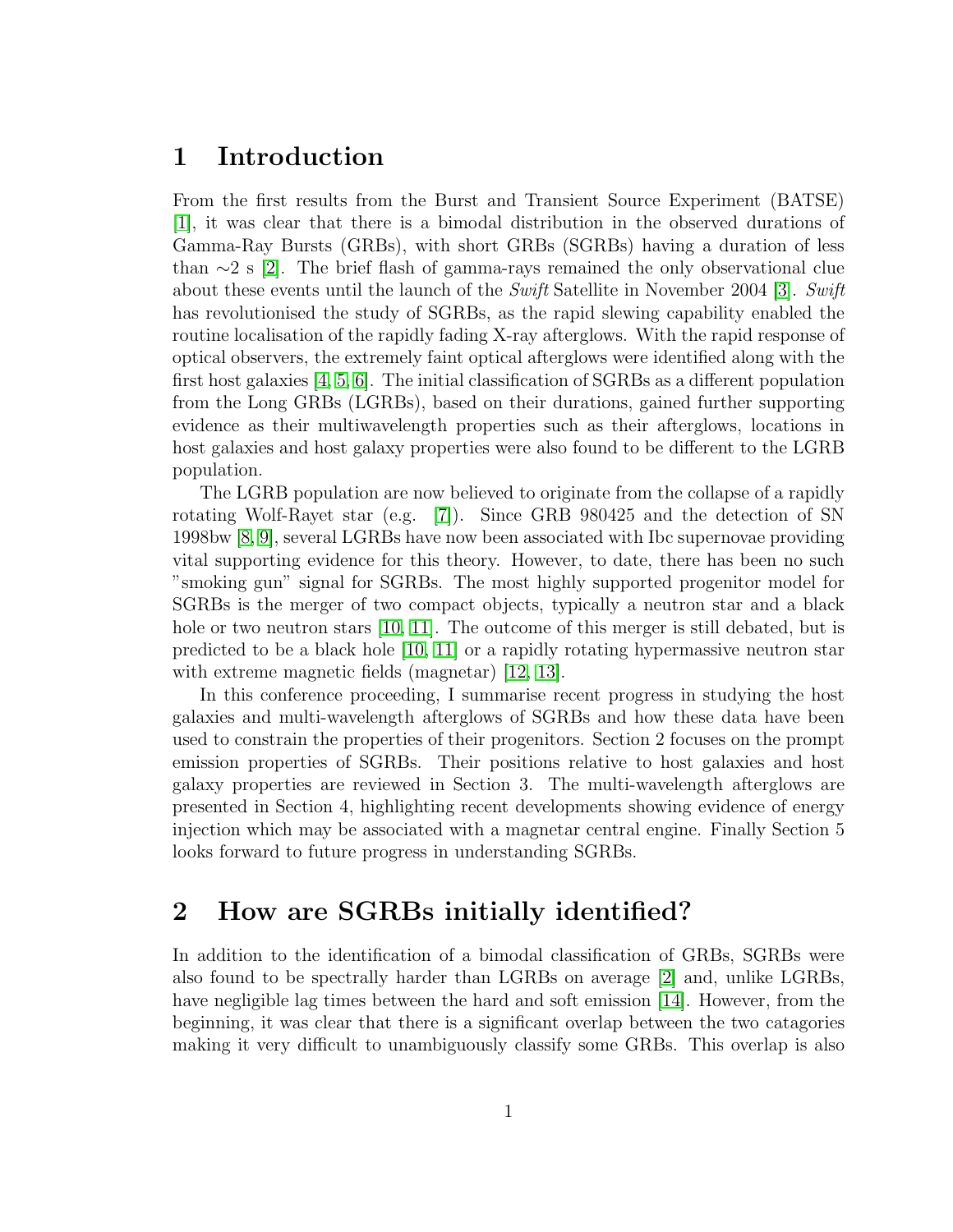# 1 Introduction

From the first results from the Burst and Transient Source Experiment (BATSE) [1], it was clear that there is a bimodal distribution in the observed durations of Gamma-Ray Bursts (GRBs), with short GRBs (SGRBs) having a duration of less than $\sim$2 s [2]. The brief flash of gamma-rays remained the only observational clue about these events until the launch of the *Swift* Satellite in November 2004 [3]. *Swift* has revolutionised the study of SGRBs, as the rapid slewing capability enabled the routine localisation of the rapidly fading X-ray afterglows. With the rapid response of optical observers, the extremely faint optical afterglows were identified along with the first host galaxies [4, 5, 6]. The initial classification of SGRBs as a different population from the Long GRBs (LGRBs), based on their durations, gained further supporting evidence as their multiwavelength properties such as their afterglows, locations in host galaxies and host galaxy properties were also found to be different to the LGRB population.

The LGRB population are now believed to originate from the collapse of a rapidly rotating Wolf-Rayet star (e.g. [7]). Since GRB 980425 and the detection of SN 1998bw [8, 9], several LGRBs have now been associated with Ibc supernovae providing vital supporting evidence for this theory. However, to date, there has been no such "smoking gun" signal for SGRBs. The most highly supported progenitor model for SGRBs is the merger of two compact objects, typically a neutron star and a black hole or two neutron stars [10, 11]. The outcome of this merger is still debated, but is predicted to be a black hole [10, 11] or a rapidly rotating hypermassive neutron star with extreme magnetic fields (magnetar) [12, 13].

In this conference proceeding, I summarise recent progress in studying the host galaxies and multi-wavelength afterglows of SGRBs and how these data have been used to constrain the properties of their progenitors. Section 2 focuses on the prompt emission properties of SGRBs. Their positions relative to host galaxies and host galaxy properties are reviewed in Section 3. The multi-wavelength afterglows are presented in Section 4, highlighting recent developments showing evidence of energy injection which may be associated with a magnetar central engine. Finally Section 5 looks forward to future progress in understanding SGRBs.

# 2 How are SGRBs initially identified?

In addition to the identification of a bimodal classification of GRBs, SGRBs were also found to be spectrally harder than LGRBs on average [2] and, unlike LGRBs, have negligible lag times between the hard and soft emission [14]. However, from the beginning, it was clear that there is a significant overlap between the two catagories making it very difficult to unambiguously classify some GRBs. This overlap is also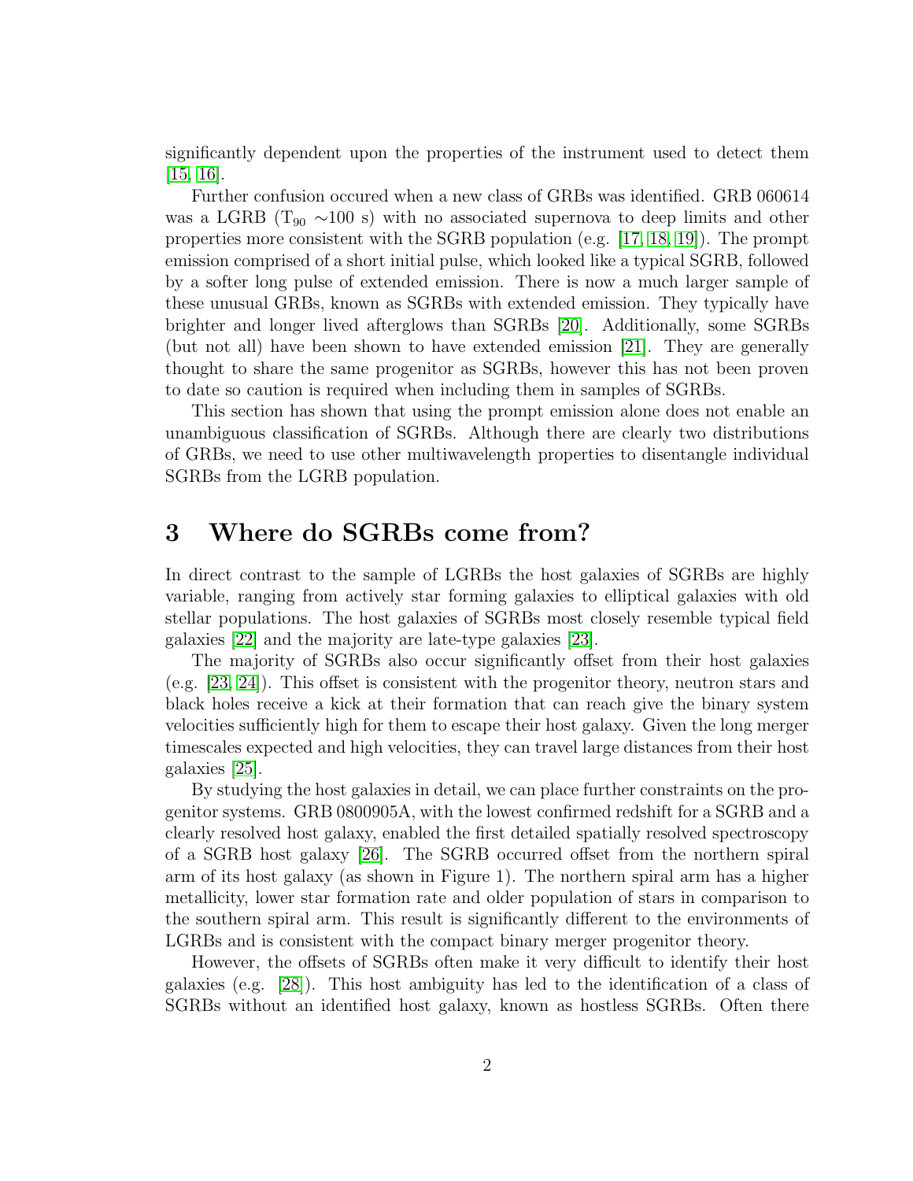significantly dependent upon the properties of the instrument used to detect them [15, 16].

Further confusion occured when a new class of GRBs was identified. GRB 060614 was a LGRB ($T_{90}$ ∼100 s) with no associated supernova to deep limits and other properties more consistent with the SGRB population (e.g. [17, 18, 19]). The prompt emission comprised of a short initial pulse, which looked like a typical SGRB, followed by a softer long pulse of extended emission. There is now a much larger sample of these unusual GRBs, known as SGRBs with extended emission. They typically have brighter and longer lived afterglows than SGRBs [20]. Additionally, some SGRBs (but not all) have been shown to have extended emission [21]. They are generally thought to share the same progenitor as SGRBs, however this has not been proven to date so caution is required when including them in samples of SGRBs.

This section has shown that using the prompt emission alone does not enable an unambiguous classification of SGRBs. Although there are clearly two distributions of GRBs, we need to use other multiwavelength properties to disentangle individual SGRBs from the LGRB population.

# 3 Where do SGRBs come from?

In direct contrast to the sample of LGRBs the host galaxies of SGRBs are highly variable, ranging from actively star forming galaxies to elliptical galaxies with old stellar populations. The host galaxies of SGRBs most closely resemble typical field galaxies [22] and the majority are late-type galaxies [23].

The majority of SGRBs also occur significantly offset from their host galaxies (e.g. [23, 24]). This offset is consistent with the progenitor theory, neutron stars and black holes receive a kick at their formation that can reach give the binary system velocities sufficiently high for them to escape their host galaxy. Given the long merger timescales expected and high velocities, they can travel large distances from their host galaxies [25].

By studying the host galaxies in detail, we can place further constraints on the progenitor systems. GRB 0800905A, with the lowest confirmed redshift for a SGRB and a clearly resolved host galaxy, enabled the first detailed spatially resolved spectroscopy of a SGRB host galaxy [26]. The SGRB occurred offset from the northern spiral arm of its host galaxy (as shown in Figure 1). The northern spiral arm has a higher metallicity, lower star formation rate and older population of stars in comparison to the southern spiral arm. This result is significantly different to the environments of LGRBs and is consistent with the compact binary merger progenitor theory.

However, the offsets of SGRBs often make it very difficult to identify their host galaxies (e.g. [28]). This host ambiguity has led to the identification of a class of SGRBs without an identified host galaxy, known as hostless SGRBs. Often there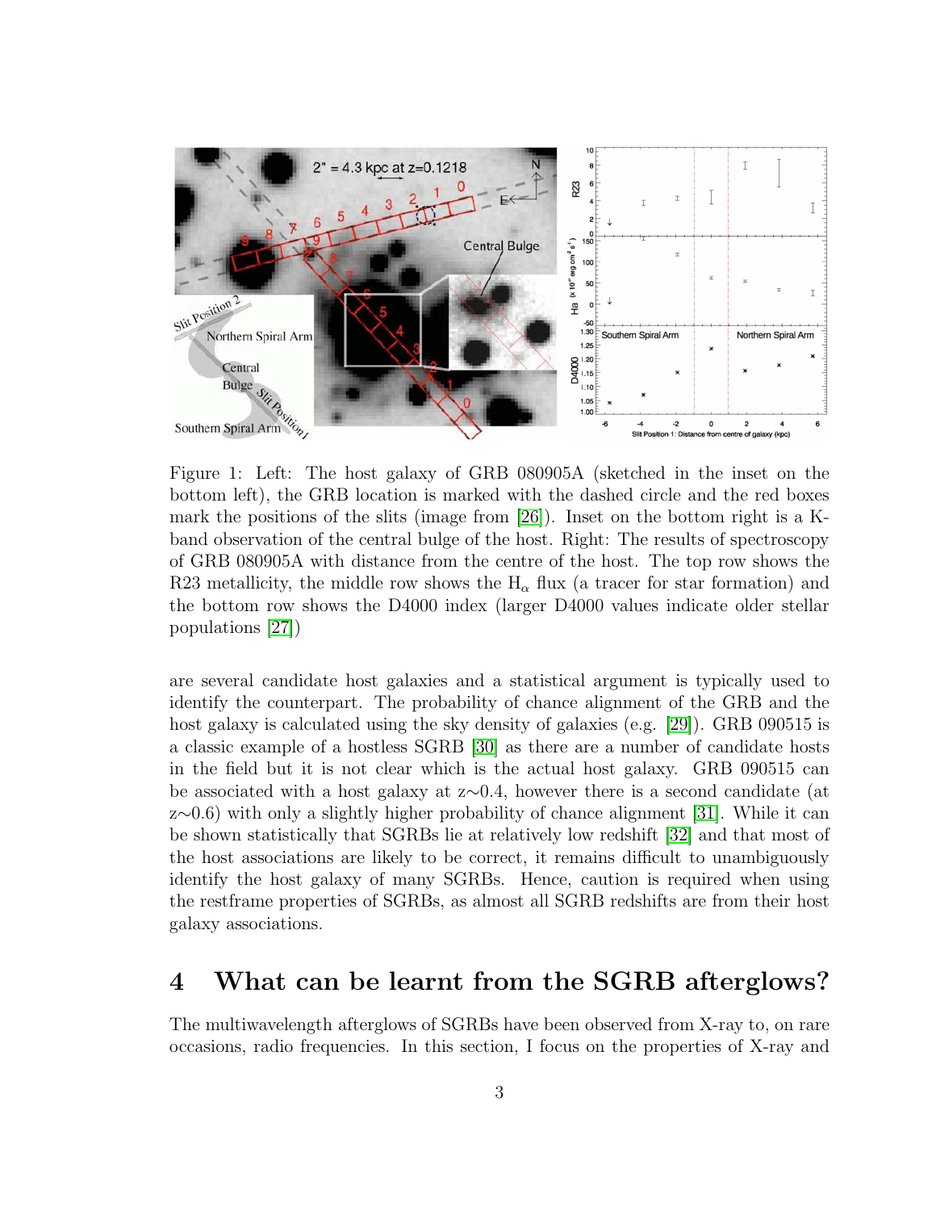Figure 1: Left: The host galaxy of GRB 080905A (sketched in the inset on the bottom left), the GRB location is marked with the dashed circle and the red boxes mark the positions of the slits (image from [26]). Inset on the bottom right is a K-band observation of the central bulge of the host. Right: The results of spectroscopy of GRB 080905A with distance from the centre of the host. The top row shows the R23 metallicity, the middle row shows the $H_\alpha$ flux (a tracer for star formation) and the bottom row shows the D4000 index (larger D4000 values indicate older stellar populations [27])

are several candidate host galaxies and a statistical argument is typically used to identify the counterpart. The probability of chance alignment of the GRB and the host galaxy is calculated using the sky density of galaxies (e.g. [29]). GRB 090515 is a classic example of a hostless SGRB [30] as there are a number of candidate hosts in the field but it is not clear which is the actual host galaxy. GRB 090515 can be associated with a host galaxy at z∼0.4, however there is a second candidate (at z∼0.6) with only a slightly higher probability of chance alignment [31]. While it can be shown statistically that SGRBs lie at relatively low redshift [32] and that most of the host associations are likely to be correct, it remains difficult to unambiguously identify the host galaxy of many SGRBs. Hence, caution is required when using the restframe properties of SGRBs, as almost all SGRB redshifts are from their host galaxy associations.

# 4 What can be learnt from the SGRB afterglows?

The multiwavelength afterglows of SGRBs have been observed from X-ray to, on rare occasions, radio frequencies. In this section, I focus on the properties of X-ray and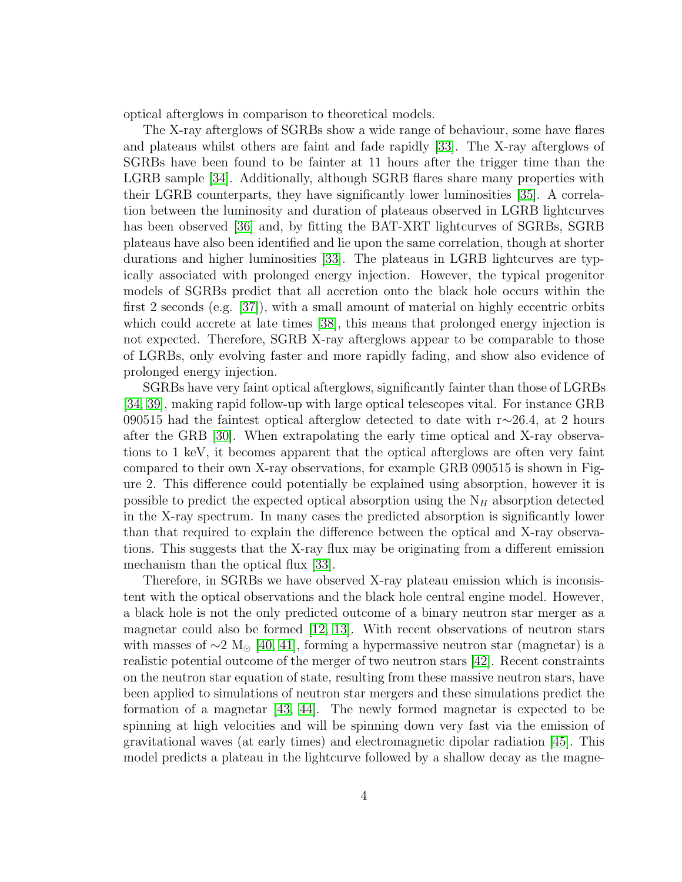optical afterglows in comparison to theoretical models.

The X-ray afterglows of SGRBs show a wide range of behaviour, some have flares and plateaus whilst others are faint and fade rapidly [33]. The X-ray afterglows of SGRBs have been found to be fainter at 11 hours after the trigger time than the LGRB sample [34]. Additionally, although SGRB flares share many properties with their LGRB counterparts, they have significantly lower luminosities [35]. A correlation between the luminosity and duration of plateaus observed in LGRB lightcurves has been observed [36] and, by fitting the BAT-XRT lightcurves of SGRBs, SGRB plateaus have also been identified and lie upon the same correlation, though at shorter durations and higher luminosities [33]. The plateaus in LGRB lightcurves are typically associated with prolonged energy injection. However, the typical progenitor models of SGRBs predict that all accretion onto the black hole occurs within the first 2 seconds (e.g. [37]), with a small amount of material on highly eccentric orbits which could accrete at late times [38], this means that prolonged energy injection is not expected. Therefore, SGRB X-ray afterglows appear to be comparable to those of LGRBs, only evolving faster and more rapidly fading, and show also evidence of prolonged energy injection.

SGRBs have very faint optical afterglows, significantly fainter than those of LGRBs [34, 39], making rapid follow-up with large optical telescopes vital. For instance GRB 090515 had the faintest optical afterglow detected to date with r$\sim$26.4, at 2 hours after the GRB [30]. When extrapolating the early time optical and X-ray observations to 1 keV, it becomes apparent that the optical afterglows are often very faint compared to their own X-ray observations, for example GRB 090515 is shown in Figure 2. This difference could potentially be explained using absorption, however it is possible to predict the expected optical absorption using the $N_H$ absorption detected in the X-ray spectrum. In many cases the predicted absorption is significantly lower than that required to explain the difference between the optical and X-ray observations. This suggests that the X-ray flux may be originating from a different emission mechanism than the optical flux [33].

Therefore, in SGRBs we have observed X-ray plateau emission which is inconsistent with the optical observations and the black hole central engine model. However, a black hole is not the only predicted outcome of a binary neutron star merger as a magnetar could also be formed [12, 13]. With recent observations of neutron stars with masses of $\sim$2 $M_\odot$ [40, 41], forming a hypermassive neutron star (magnetar) is a realistic potential outcome of the merger of two neutron stars [42]. Recent constraints on the neutron star equation of state, resulting from these massive neutron stars, have been applied to simulations of neutron star mergers and these simulations predict the formation of a magnetar [43, 44]. The newly formed magnetar is expected to be spinning at high velocities and will be spinning down very fast via the emission of gravitational waves (at early times) and electromagnetic dipolar radiation [45]. This model predicts a plateau in the lightcurve followed by a shallow decay as the magne-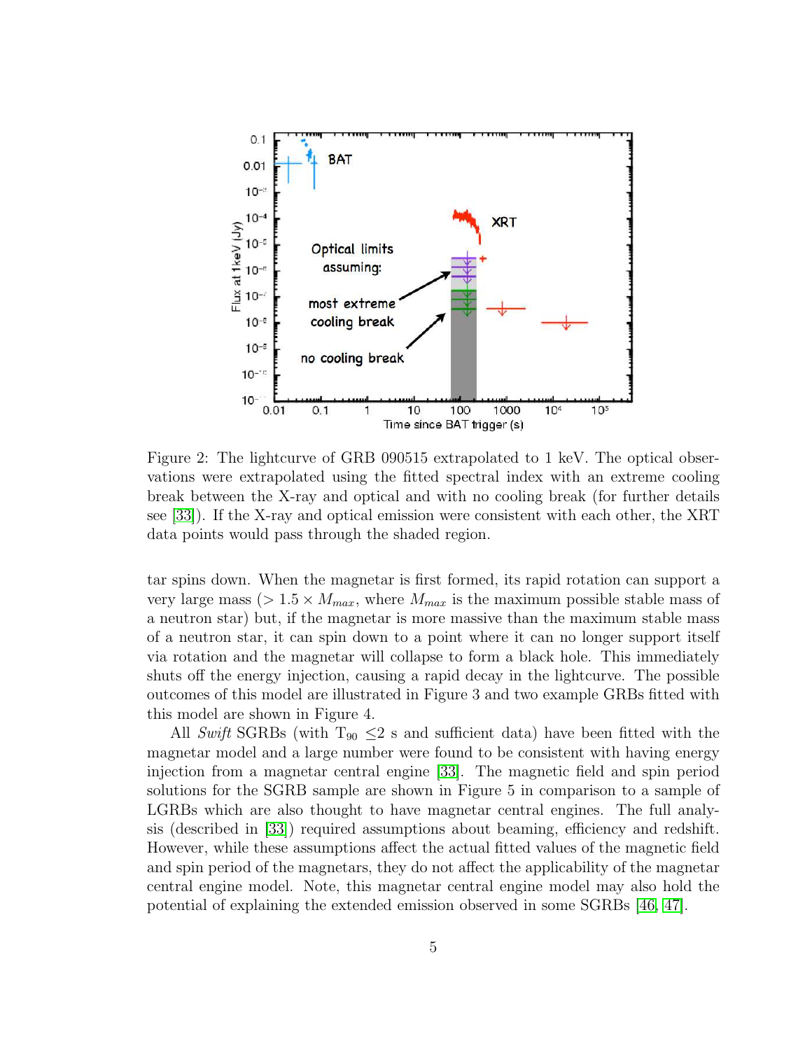Figure 2: The lightcurve of GRB 090515 extrapolated to 1 keV. The optical observations were extrapolated using the fitted spectral index with an extreme cooling break between the X-ray and optical and with no cooling break (for further details see [33]). If the X-ray and optical emission were consistent with each other, the XRT data points would pass through the shaded region.

tar spins down. When the magnetar is first formed, its rapid rotation can support a very large mass ($> 1.5 \times M_{max}$, where $M_{max}$ is the maximum possible stable mass of a neutron star) but, if the magnetar is more massive than the maximum stable mass of a neutron star, it can spin down to a point where it can no longer support itself via rotation and the magnetar will collapse to form a black hole. This immediately shuts off the energy injection, causing a rapid decay in the lightcurve. The possible outcomes of this model are illustrated in Figure 3 and two example GRBs fitted with this model are shown in Figure 4.

All *Swift* SGRBs (with $T_{90} \leq 2$ s and sufficient data) have been fitted with the magnetar model and a large number were found to be consistent with having energy injection from a magnetar central engine [33]. The magnetic field and spin period solutions for the SGRB sample are shown in Figure 5 in comparison to a sample of LGRBs which are also thought to have magnetar central engines. The full analysis (described in [33]) required assumptions about beaming, efficiency and redshift. However, while these assumptions affect the actual fitted values of the magnetic field and spin period of the magnetars, they do not affect the applicability of the magnetar central engine model. Note, this magnetar central engine model may also hold the potential of explaining the extended emission observed in some SGRBs [46, 47].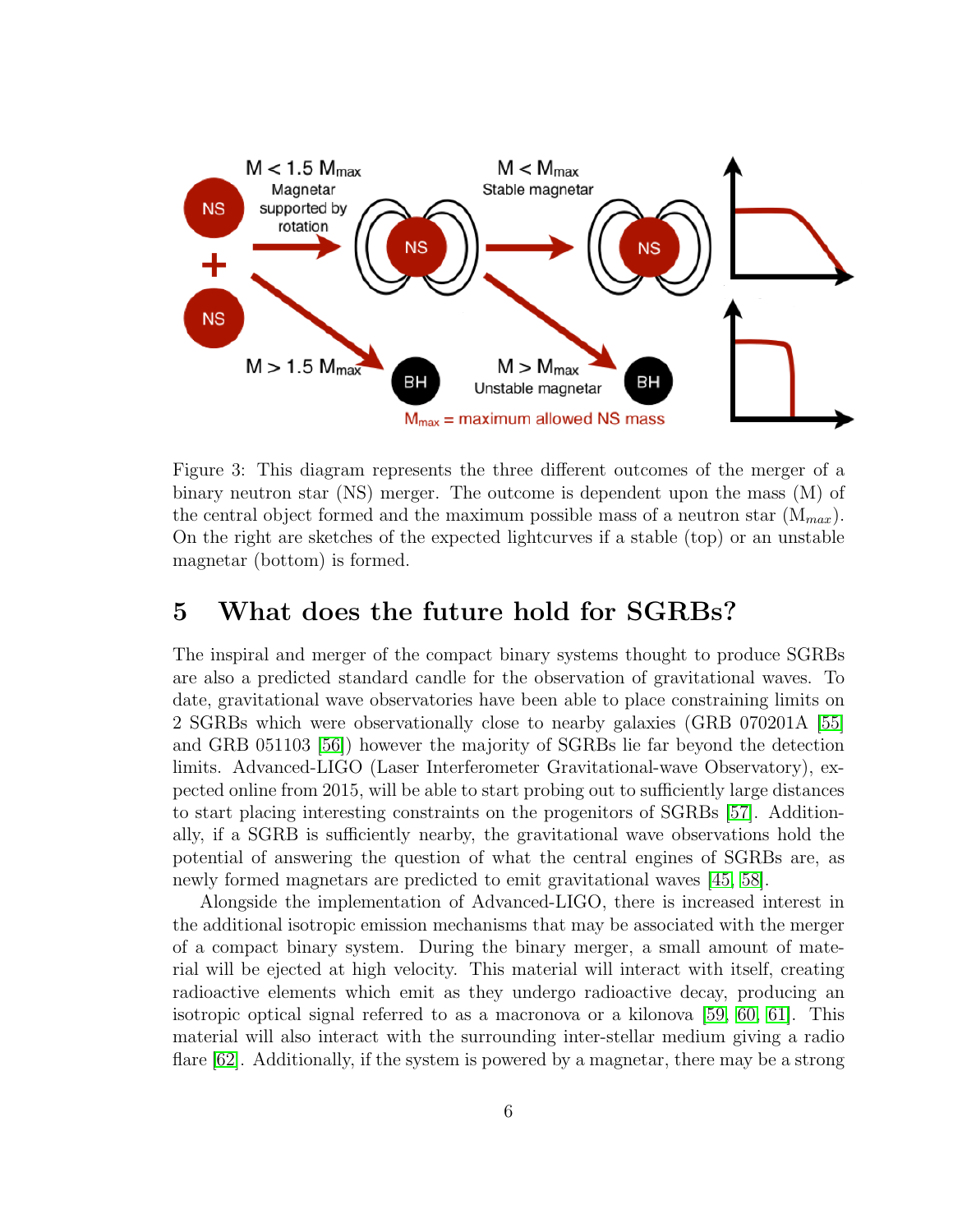Figure 3: This diagram represents the three different outcomes of the merger of a binary neutron star (NS) merger. The outcome is dependent upon the mass (M) of the central object formed and the maximum possible mass of a neutron star ($M_{max}$). On the right are sketches of the expected lightcurves if a stable (top) or an unstable magnetar (bottom) is formed.

## 5 What does the future hold for SGRBs?

The inspiral and merger of the compact binary systems thought to produce SGRBs are also a predicted standard candle for the observation of gravitational waves. To date, gravitational wave observatories have been able to place constraining limits on 2 SGRBs which were observationally close to nearby galaxies (GRB 070201A [55] and GRB 051103 [56]) however the majority of SGRBs lie far beyond the detection limits. Advanced-LIGO (Laser Interferometer Gravitational-wave Observatory), expected online from 2015, will be able to start probing out to sufficiently large distances to start placing interesting constraints on the progenitors of SGRBs [57]. Additionally, if a SGRB is sufficiently nearby, the gravitational wave observations hold the potential of answering the question of what the central engines of SGRBs are, as newly formed magnetars are predicted to emit gravitational waves [45, 58].

Alongside the implementation of Advanced-LIGO, there is increased interest in the additional isotropic emission mechanisms that may be associated with the merger of a compact binary system. During the binary merger, a small amount of material will be ejected at high velocity. This material will interact with itself, creating radioactive elements which emit as they undergo radioactive decay, producing an isotropic optical signal referred to as a macronova or a kilonova [59, 60, 61]. This material will also interact with the surrounding inter-stellar medium giving a radio flare [62]. Additionally, if the system is powered by a magnetar, there may be a strong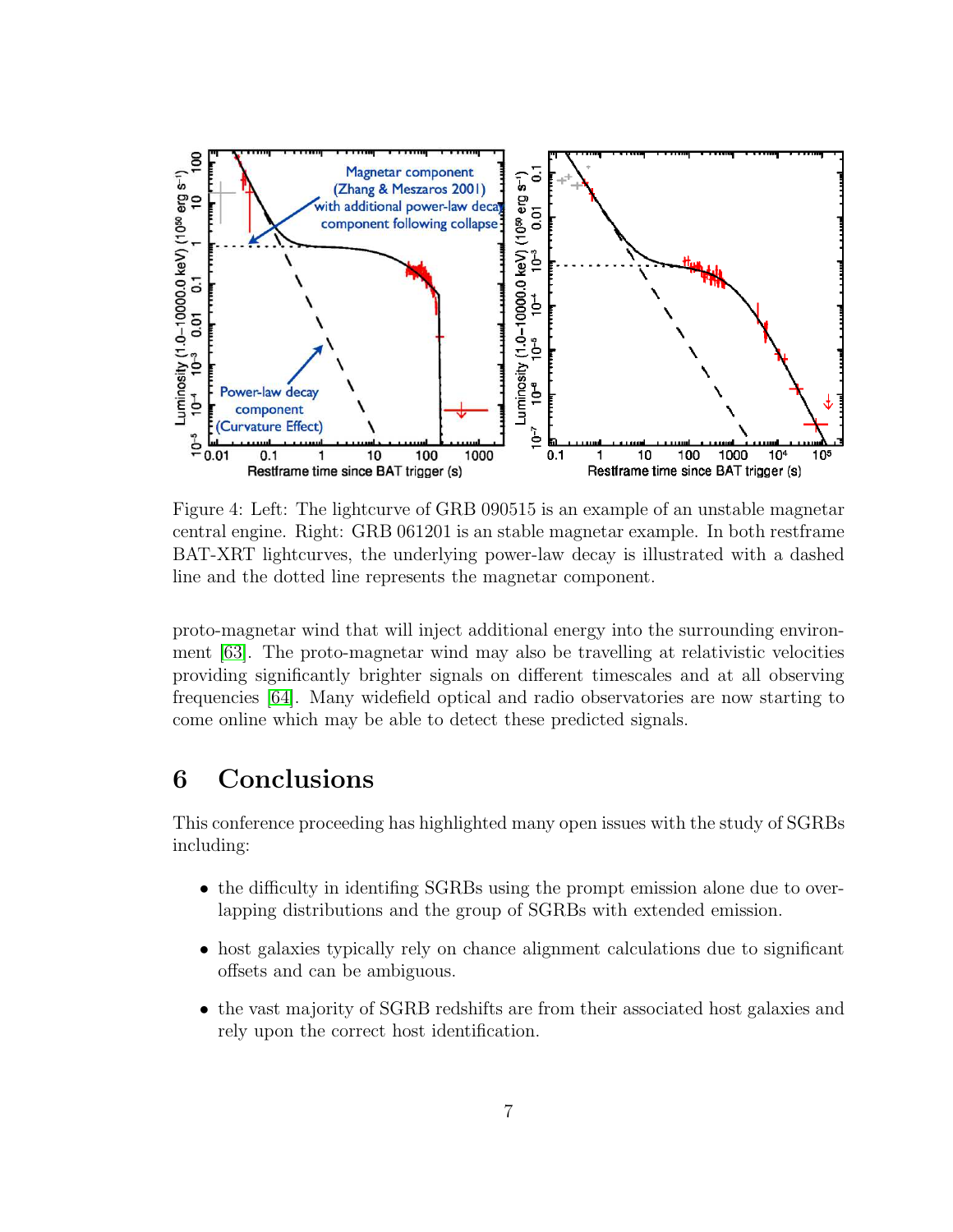Figure 4: Left: The lightcurve of GRB 090515 is an example of an unstable magnetar central engine. Right: GRB 061201 is an stable magnetar example. In both restframe BAT-XRT lightcurves, the underlying power-law decay is illustrated with a dashed line and the dotted line represents the magnetar component.

proto-magnetar wind that will inject additional energy into the surrounding environment [63]. The proto-magnetar wind may also be travelling at relativistic velocities providing significantly brighter signals on different timescales and at all observing frequencies [64]. Many widefield optical and radio observatories are now starting to come online which may be able to detect these predicted signals.

## 6 Conclusions

This conference proceeding has highlighted many open issues with the study of SGRBs including:

- the difficulty in identifing SGRBs using the prompt emission alone due to overlapping distributions and the group of SGRBs with extended emission.
- host galaxies typically rely on chance alignment calculations due to significant offsets and can be ambiguous.
- the vast majority of SGRB redshifts are from their associated host galaxies and rely upon the correct host identification.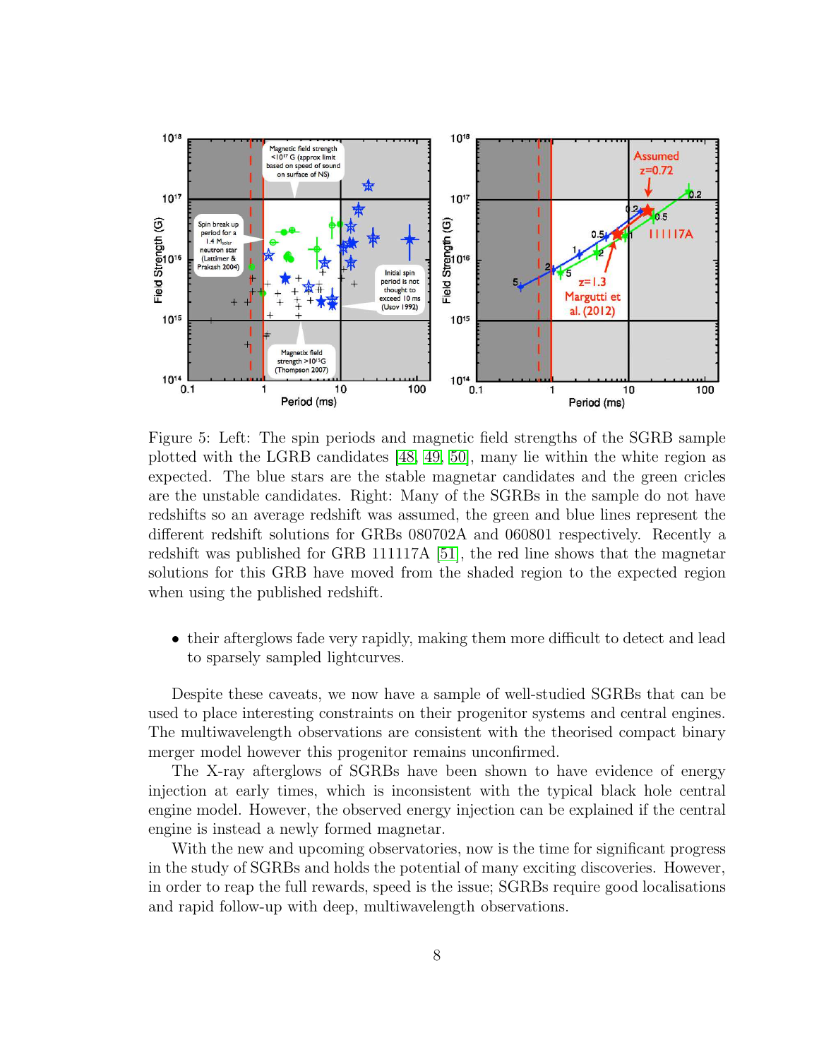Figure 5: Left: The spin periods and magnetic field strengths of the SGRB sample plotted with the LGRB candidates [48, 49, 50], many lie within the white region as expected. The blue stars are the stable magnetar candidates and the green cricles are the unstable candidates. Right: Many of the SGRBs in the sample do not have redshifts so an average redshift was assumed, the green and blue lines represent the different redshift solutions for GRBs 080702A and 060801 respectively. Recently a redshift was published for GRB 111117A [51], the red line shows that the magnetar solutions for this GRB have moved from the shaded region to the expected region when using the published redshift.

- their afterglows fade very rapidly, making them more difficult to detect and lead to sparsely sampled lightcurves.

Despite these caveats, we now have a sample of well-studied SGRBs that can be used to place interesting constraints on their progenitor systems and central engines. The multiwavelength observations are consistent with the theorised compact binary merger model however this progenitor remains unconfirmed.

The X-ray afterglows of SGRBs have been shown to have evidence of energy injection at early times, which is inconsistent with the typical black hole central engine model. However, the observed energy injection can be explained if the central engine is instead a newly formed magnetar.

With the new and upcoming observatories, now is the time for significant progress in the study of SGRBs and holds the potential of many exciting discoveries. However, in order to reap the full rewards, speed is the issue; SGRBs require good localisations and rapid follow-up with deep, multiwavelength observations.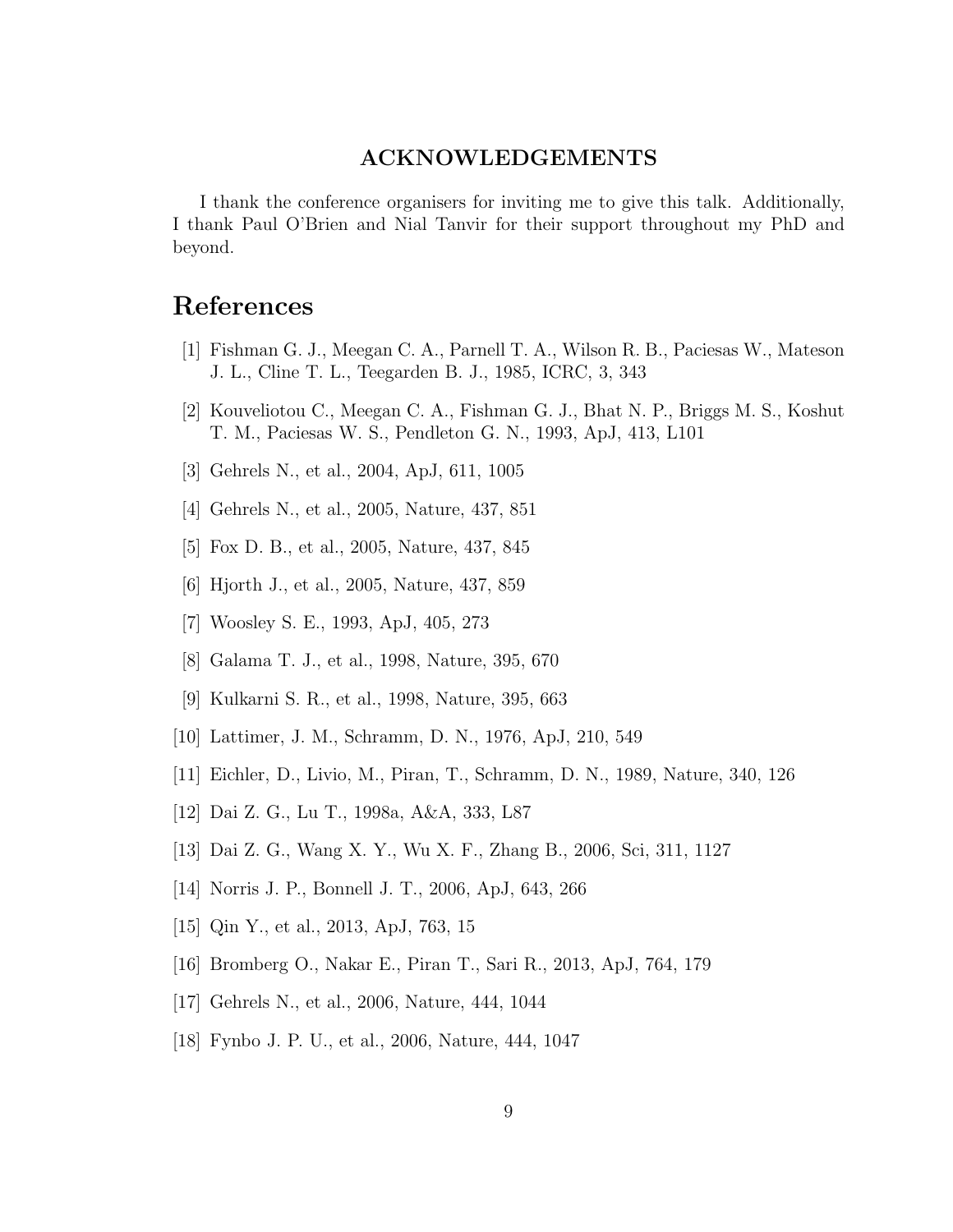## ACKNOWLEDGEMENTS

I thank the conference organisers for inviting me to give this talk. Additionally, I thank Paul O'Brien and Nial Tanvir for their support throughout my PhD and beyond.

# References

[1] Fishman G. J., Meegan C. A., Parnell T. A., Wilson R. B., Paciesas W., Mateson J. L., Cline T. L., Teegarden B. J., 1985, ICRC, 3, 343

[2] Kouveliotou C., Meegan C. A., Fishman G. J., Bhat N. P., Briggs M. S., Koshut T. M., Paciesas W. S., Pendleton G. N., 1993, ApJ, 413, L101

[3] Gehrels N., et al., 2004, ApJ, 611, 1005

[4] Gehrels N., et al., 2005, Nature, 437, 851

[5] Fox D. B., et al., 2005, Nature, 437, 845

[6] Hjorth J., et al., 2005, Nature, 437, 859

[7] Woosley S. E., 1993, ApJ, 405, 273

[8] Galama T. J., et al., 1998, Nature, 395, 670

[9] Kulkarni S. R., et al., 1998, Nature, 395, 663

[10] Lattimer, J. M., Schramm, D. N., 1976, ApJ, 210, 549

[11] Eichler, D., Livio, M., Piran, T., Schramm, D. N., 1989, Nature, 340, 126

[12] Dai Z. G., Lu T., 1998a, A&A, 333, L87

[13] Dai Z. G., Wang X. Y., Wu X. F., Zhang B., 2006, Sci, 311, 1127

[14] Norris J. P., Bonnell J. T., 2006, ApJ, 643, 266

[15] Qin Y., et al., 2013, ApJ, 763, 15

[16] Bromberg O., Nakar E., Piran T., Sari R., 2013, ApJ, 764, 179

[17] Gehrels N., et al., 2006, Nature, 444, 1044

[18] Fynbo J. P. U., et al., 2006, Nature, 444, 1047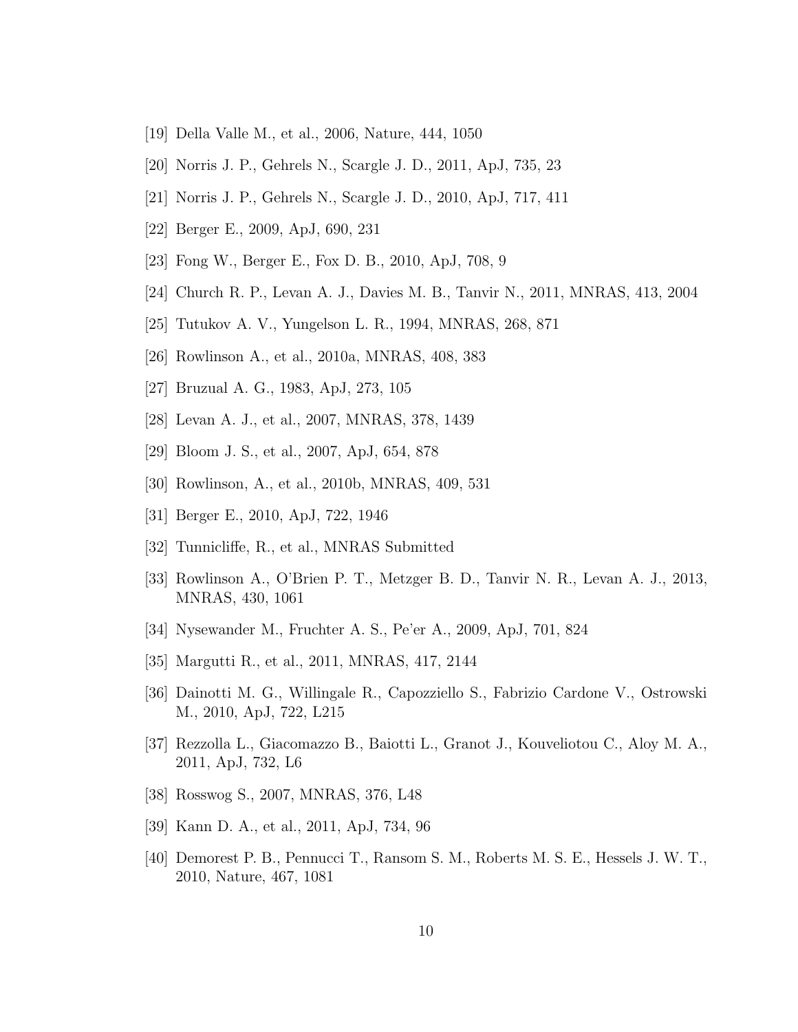[19] Della Valle M., et al., 2006, Nature, 444, 1050

[20] Norris J. P., Gehrels N., Scargle J. D., 2011, ApJ, 735, 23

[21] Norris J. P., Gehrels N., Scargle J. D., 2010, ApJ, 717, 411

[22] Berger E., 2009, ApJ, 690, 231

[23] Fong W., Berger E., Fox D. B., 2010, ApJ, 708, 9

[24] Church R. P., Levan A. J., Davies M. B., Tanvir N., 2011, MNRAS, 413, 2004

[25] Tutukov A. V., Yungelson L. R., 1994, MNRAS, 268, 871

[26] Rowlinson A., et al., 2010a, MNRAS, 408, 383

[27] Bruzual A. G., 1983, ApJ, 273, 105

[28] Levan A. J., et al., 2007, MNRAS, 378, 1439

[29] Bloom J. S., et al., 2007, ApJ, 654, 878

[30] Rowlinson, A., et al., 2010b, MNRAS, 409, 531

[31] Berger E., 2010, ApJ, 722, 1946

[32] Tunnicliffe, R., et al., MNRAS Submitted

[33] Rowlinson A., O'Brien P. T., Metzger B. D., Tanvir N. R., Levan A. J., 2013, MNRAS, 430, 1061

[34] Nysewander M., Fruchter A. S., Pe'er A., 2009, ApJ, 701, 824

[35] Margutti R., et al., 2011, MNRAS, 417, 2144

[36] Dainotti M. G., Willingale R., Capozziello S., Fabrizio Cardone V., Ostrowski M., 2010, ApJ, 722, L215

[37] Rezzolla L., Giacomazzo B., Baiotti L., Granot J., Kouveliotou C., Aloy M. A., 2011, ApJ, 732, L6

[38] Rosswog S., 2007, MNRAS, 376, L48

[39] Kann D. A., et al., 2011, ApJ, 734, 96

[40] Demorest P. B., Pennucci T., Ransom S. M., Roberts M. S. E., Hessels J. W. T., 2010, Nature, 467, 1081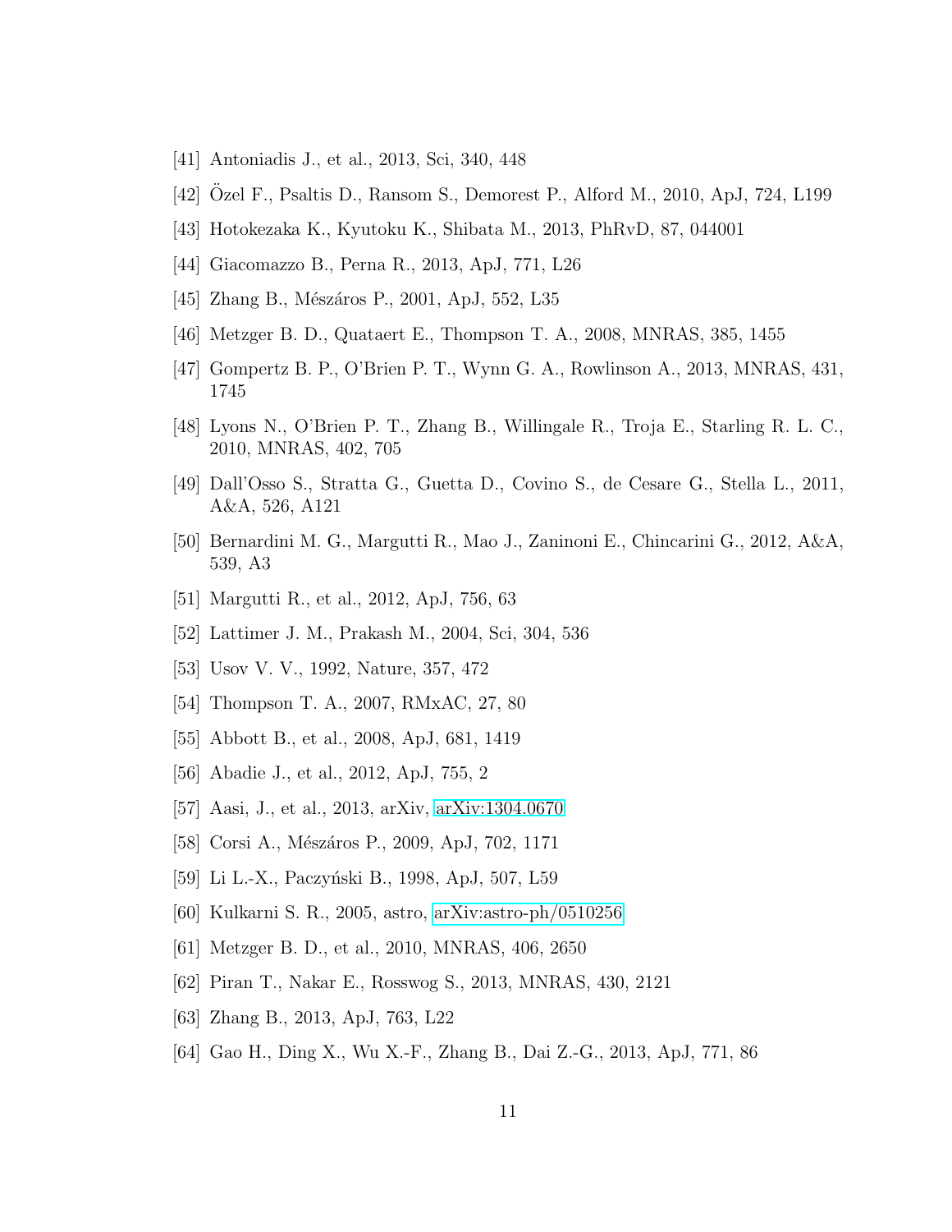[41] Antoniadis J., et al., 2013, Sci, 340, 448

[42] Özel F., Psaltis D., Ransom S., Demorest P., Alford M., 2010, ApJ, 724, L199

[43] Hotokezaka K., Kyutoku K., Shibata M., 2013, PhRvD, 87, 044001

[44] Giacomazzo B., Perna R., 2013, ApJ, 771, L26

[45] Zhang B., Mészáros P., 2001, ApJ, 552, L35

[46] Metzger B. D., Quataert E., Thompson T. A., 2008, MNRAS, 385, 1455

[47] Gompertz B. P., O'Brien P. T., Wynn G. A., Rowlinson A., 2013, MNRAS, 431, 1745

[48] Lyons N., O'Brien P. T., Zhang B., Willingale R., Troja E., Starling R. L. C., 2010, MNRAS, 402, 705

[49] Dall'Osso S., Stratta G., Guetta D., Covino S., de Cesare G., Stella L., 2011, A&A, 526, A121

[50] Bernardini M. G., Margutti R., Mao J., Zaninoni E., Chincarini G., 2012, A&A, 539, A3

[51] Margutti R., et al., 2012, ApJ, 756, 63

[52] Lattimer J. M., Prakash M., 2004, Sci, 304, 536

[53] Usov V. V., 1992, Nature, 357, 472

[54] Thompson T. A., 2007, RMxAC, 27, 80

[55] Abbott B., et al., 2008, ApJ, 681, 1419

[56] Abadie J., et al., 2012, ApJ, 755, 2

[57] Aasi, J., et al., 2013, arXiv, arXiv:1304.0670

[58] Corsi A., Mészáros P., 2009, ApJ, 702, 1171

[59] Li L.-X., Paczyński B., 1998, ApJ, 507, L59

[60] Kulkarni S. R., 2005, astro, arXiv:astro-ph/0510256

[61] Metzger B. D., et al., 2010, MNRAS, 406, 2650

[62] Piran T., Nakar E., Rosswog S., 2013, MNRAS, 430, 2121

[63] Zhang B., 2013, ApJ, 763, L22

[64] Gao H., Ding X., Wu X.-F., Zhang B., Dai Z.-G., 2013, ApJ, 771, 86